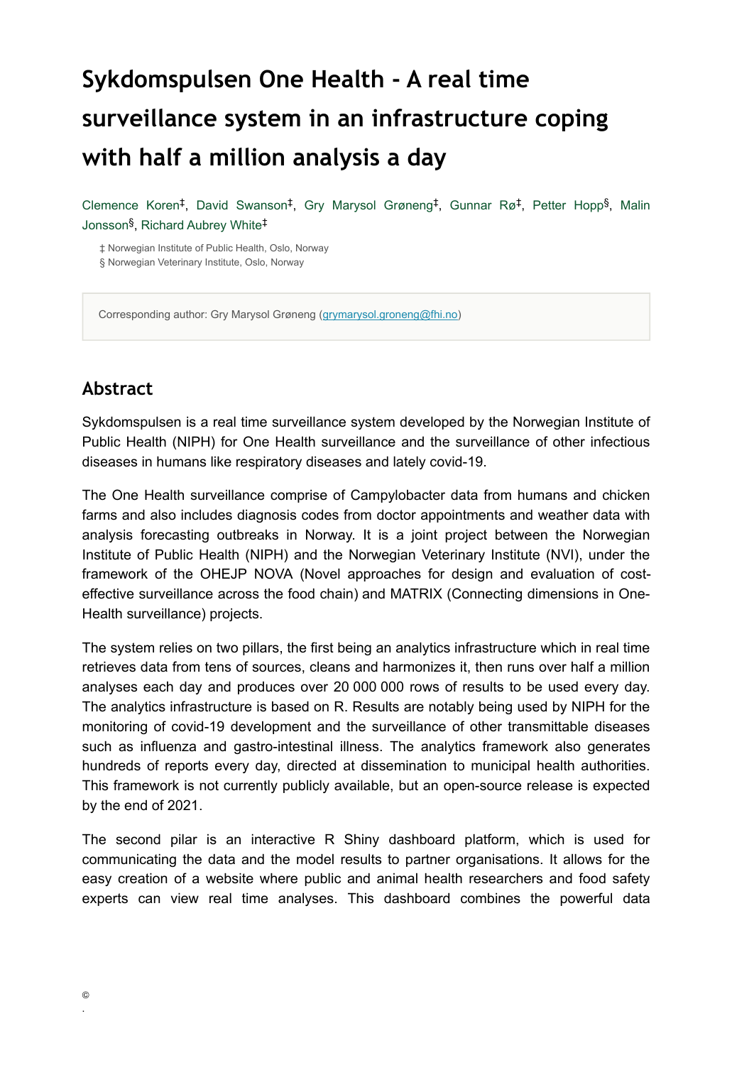# Sykdomspulsen One Health - A real time surveillance system in an infrastructure coping with half a million analysis a day

Clemence Koren[‡], David Swanson[‡], Gry Marysol Grøneng[‡], Gunnar Rø[‡], Petter Hopp[§], Malin Jonsson[§], Richard Aubrey White[‡]

‡ Norwegian Institute of Public Health, Oslo, Norway
§ Norwegian Veterinary Institute, Oslo, Norway

Corresponding author: Gry Marysol Grøneng (grymarysol.groneng@fhi.no)

## Abstract

Sykdomspulsen is a real time surveillance system developed by the Norwegian Institute of Public Health (NIPH) for One Health surveillance and the surveillance of other infectious diseases in humans like respiratory diseases and lately covid-19.

The One Health surveillance comprise of Campylobacter data from humans and chicken farms and also includes diagnosis codes from doctor appointments and weather data with analysis forecasting outbreaks in Norway. It is a joint project between the Norwegian Institute of Public Health (NIPH) and the Norwegian Veterinary Institute (NVI), under the framework of the OHEJP NOVA (Novel approaches for design and evaluation of cost-effective surveillance across the food chain) and MATRIX (Connecting dimensions in One-Health surveillance) projects.

The system relies on two pillars, the first being an analytics infrastructure which in real time retrieves data from tens of sources, cleans and harmonizes it, then runs over half a million analyses each day and produces over 20 000 000 rows of results to be used every day. The analytics infrastructure is based on R. Results are notably being used by NIPH for the monitoring of covid-19 development and the surveillance of other transmittable diseases such as influenza and gastro-intestinal illness. The analytics framework also generates hundreds of reports every day, directed at dissemination to municipal health authorities. This framework is not currently publicly available, but an open-source release is expected by the end of 2021.

The second pilar is an interactive R Shiny dashboard platform, which is used for communicating the data and the model results to partner organisations. It allows for the easy creation of a website where public and animal health researchers and food safety experts can view real time analyses. This dashboard combines the powerful data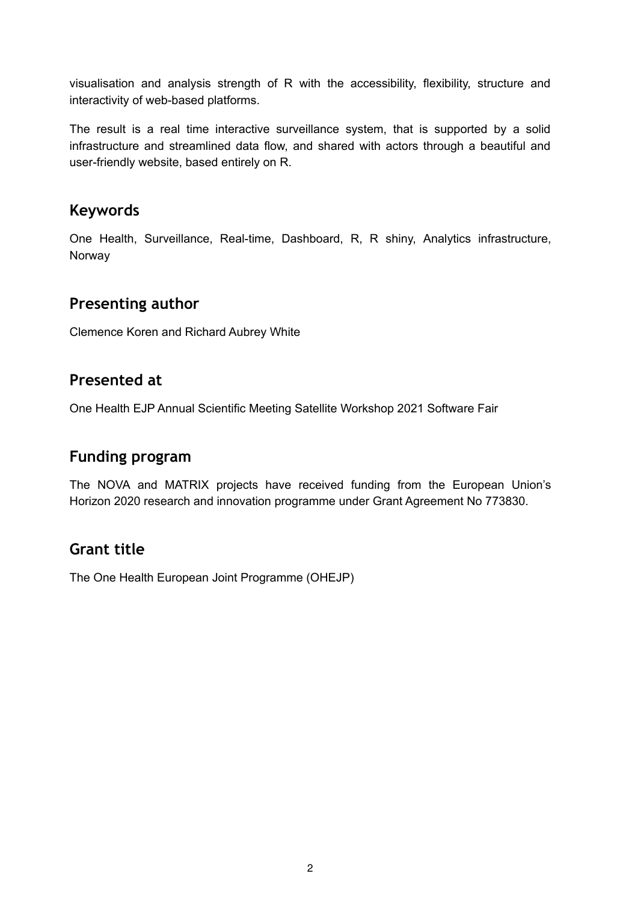visualisation and analysis strength of R with the accessibility, flexibility, structure and interactivity of web-based platforms.

The result is a real time interactive surveillance system, that is supported by a solid infrastructure and streamlined data flow, and shared with actors through a beautiful and user-friendly website, based entirely on R.

## Keywords

One Health, Surveillance, Real-time, Dashboard, R, R shiny, Analytics infrastructure, Norway

## Presenting author

Clemence Koren and Richard Aubrey White

## Presented at

One Health EJP Annual Scientific Meeting Satellite Workshop 2021 Software Fair

## Funding program

The NOVA and MATRIX projects have received funding from the European Union's Horizon 2020 research and innovation programme under Grant Agreement No 773830.

## Grant title

The One Health European Joint Programme (OHEJP)